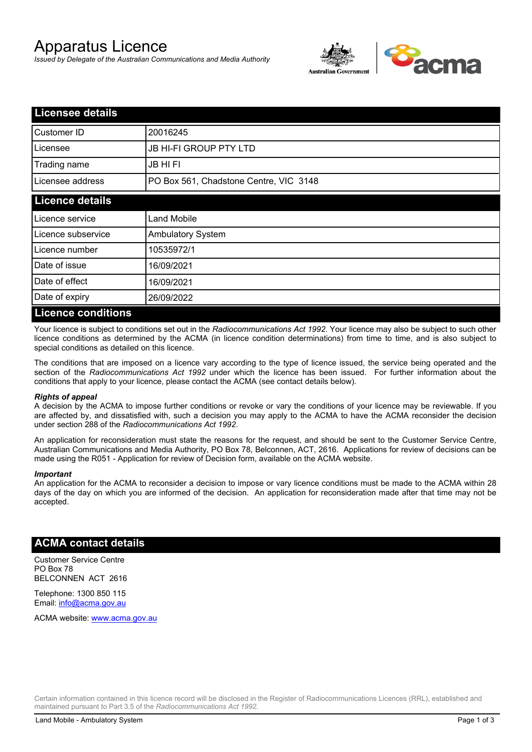# Apparatus Licence

*Issued by Delegate of the Australian Communications and Media Authority*

## Licensee details

| | |
|---|---|
| Customer ID | 20016245 |
| Licensee | JB HI-FI GROUP PTY LTD |
| Trading name | JB HI FI |
| Licensee address | PO Box 561, Chadstone Centre, VIC 3148 |

## Licence details

| | |
|---|---|
| Licence service | Land Mobile |
| Licence subservice | Ambulatory System |
| Licence number | 10535972/1 |
| Date of issue | 16/09/2021 |
| Date of effect | 16/09/2021 |
| Date of expiry | 26/09/2022 |

## Licence conditions

Your licence is subject to conditions set out in the *Radiocommunications Act 1992*. Your licence may also be subject to such other licence conditions as determined by the ACMA (in licence condition determinations) from time to time, and is also subject to special conditions as detailed on this licence.

The conditions that are imposed on a licence vary according to the type of licence issued, the service being operated and the section of the *Radiocommunications Act 1992* under which the licence has been issued. For further information about the conditions that apply to your licence, please contact the ACMA (see contact details below).

***Rights of appeal***

A decision by the ACMA to impose further conditions or revoke or vary the conditions of your licence may be reviewable. If you are affected by, and dissatisfied with, such a decision you may apply to the ACMA to have the ACMA reconsider the decision under section 288 of the *Radiocommunications Act 1992*.

An application for reconsideration must state the reasons for the request, and should be sent to the Customer Service Centre, Australian Communications and Media Authority, PO Box 78, Belconnen, ACT, 2616. Applications for review of decisions can be made using the R051 - Application for review of Decision form, available on the ACMA website.

***Important***

An application for the ACMA to reconsider a decision to impose or vary licence conditions must be made to the ACMA within 28 days of the day on which you are informed of the decision. An application for reconsideration made after that time may not be accepted.

## ACMA contact details

Customer Service Centre
PO Box 78
BELCONNEN ACT 2616

Telephone: 1300 850 115
Email: info@acma.gov.au

ACMA website: www.acma.gov.au

Certain information contained in this licence record will be disclosed in the Register of Radiocommunications Licences (RRL), established and maintained pursuant to Part 3.5 of the *Radiocommunications Act 1992.*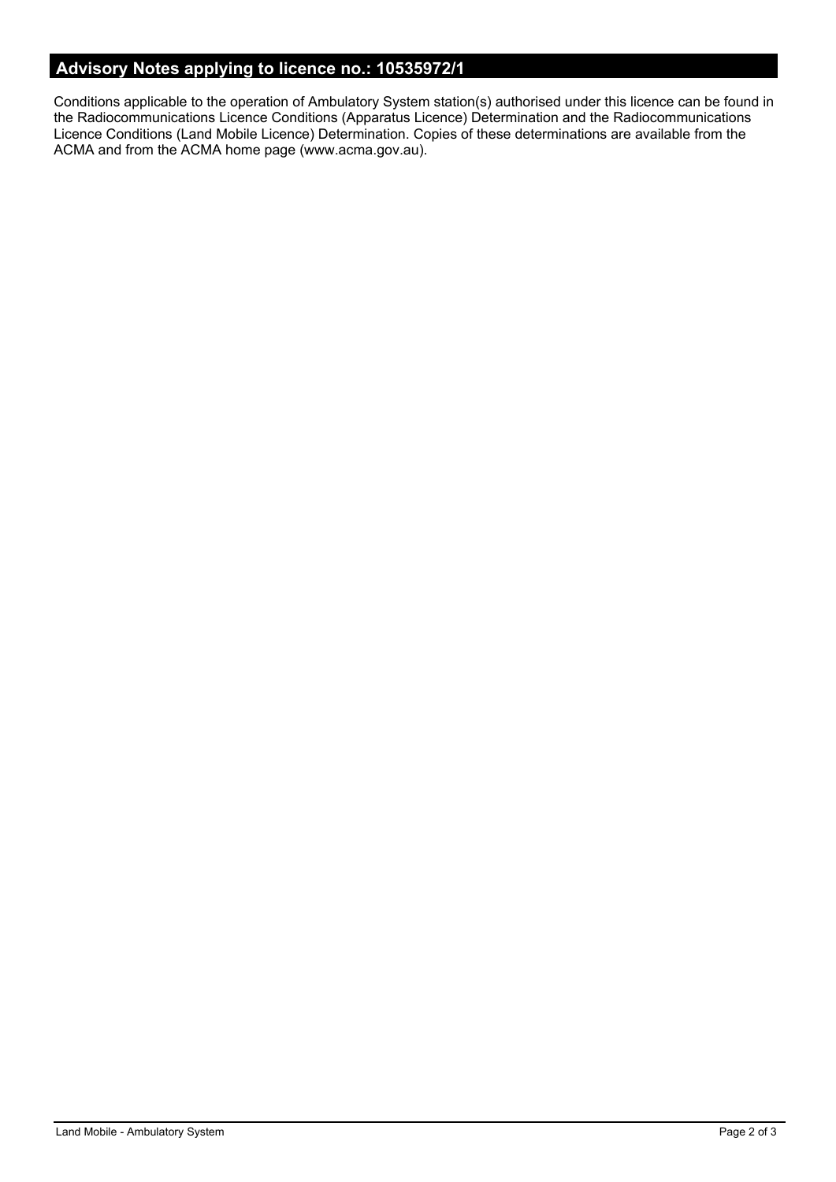## Advisory Notes applying to licence no.: 10535972/1

Conditions applicable to the operation of Ambulatory System station(s) authorised under this licence can be found in the Radiocommunications Licence Conditions (Apparatus Licence) Determination and the Radiocommunications Licence Conditions (Land Mobile Licence) Determination. Copies of these determinations are available from the ACMA and from the ACMA home page (www.acma.gov.au).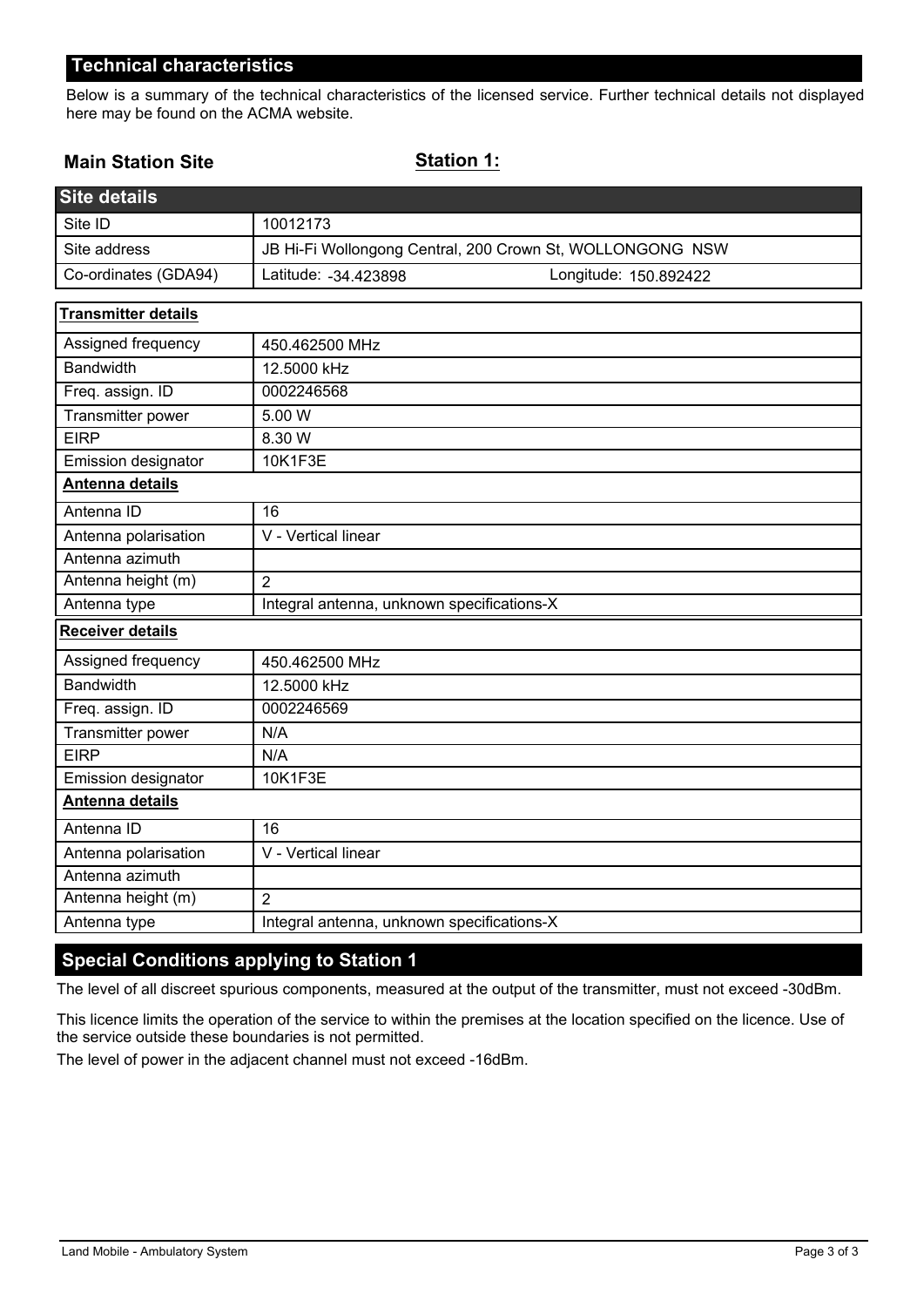## Technical characteristics

Below is a summary of the technical characteristics of the licensed service. Further technical details not displayed here may be found on the ACMA website.

**Main Station Site** **Station 1:**

| Site details | |
|---|---|
| Site ID | 10012173 |
| Site address | JB Hi-Fi Wollongong Central, 200 Crown St, WOLLONGONG NSW |
| Co-ordinates (GDA94) | Latitude: -34.423898 Longitude: 150.892422 |

| Transmitter details | |
|---|---|
| Assigned frequency | 450.462500 MHz |
| Bandwidth | 12.5000 kHz |
| Freq. assign. ID | 0002246568 |
| Transmitter power | 5.00 W |
| EIRP | 8.30 W |
| Emission designator | 10K1F3E |
| **Antenna details** | |
| Antenna ID | 16 |
| Antenna polarisation | V - Vertical linear |
| Antenna azimuth | |
| Antenna height (m) | 2 |
| Antenna type | Integral antenna, unknown specifications-X |

| Receiver details | |
|---|---|
| Assigned frequency | 450.462500 MHz |
| Bandwidth | 12.5000 kHz |
| Freq. assign. ID | 0002246569 |
| Transmitter power | N/A |
| EIRP | N/A |
| Emission designator | 10K1F3E |
| **Antenna details** | |
| Antenna ID | 16 |
| Antenna polarisation | V - Vertical linear |
| Antenna azimuth | |
| Antenna height (m) | 2 |
| Antenna type | Integral antenna, unknown specifications-X |

## Special Conditions applying to Station 1

The level of all discreet spurious components, measured at the output of the transmitter, must not exceed -30dBm.

This licence limits the operation of the service to within the premises at the location specified on the licence. Use of the service outside these boundaries is not permitted.

The level of power in the adjacent channel must not exceed -16dBm.